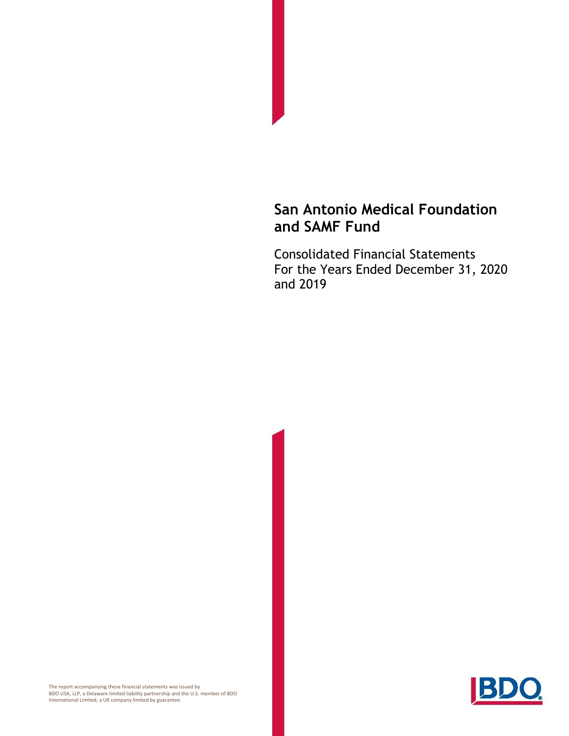# San Antonio Medical Foundation and SAMF Fund

Consolidated Financial Statements
For the Years Ended December 31, 2020 and 2019

The report accompanying these financial statements was issued by BDO USA, LLP, a Delaware limited liability partnership and the U.S. member of BDO International Limited, a UK company limited by guarantee.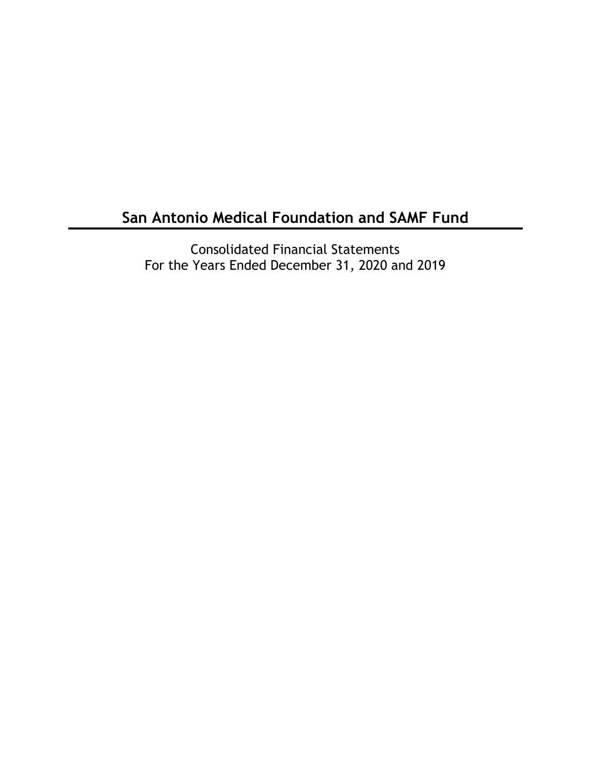# San Antonio Medical Foundation and SAMF Fund

Consolidated Financial Statements
For the Years Ended December 31, 2020 and 2019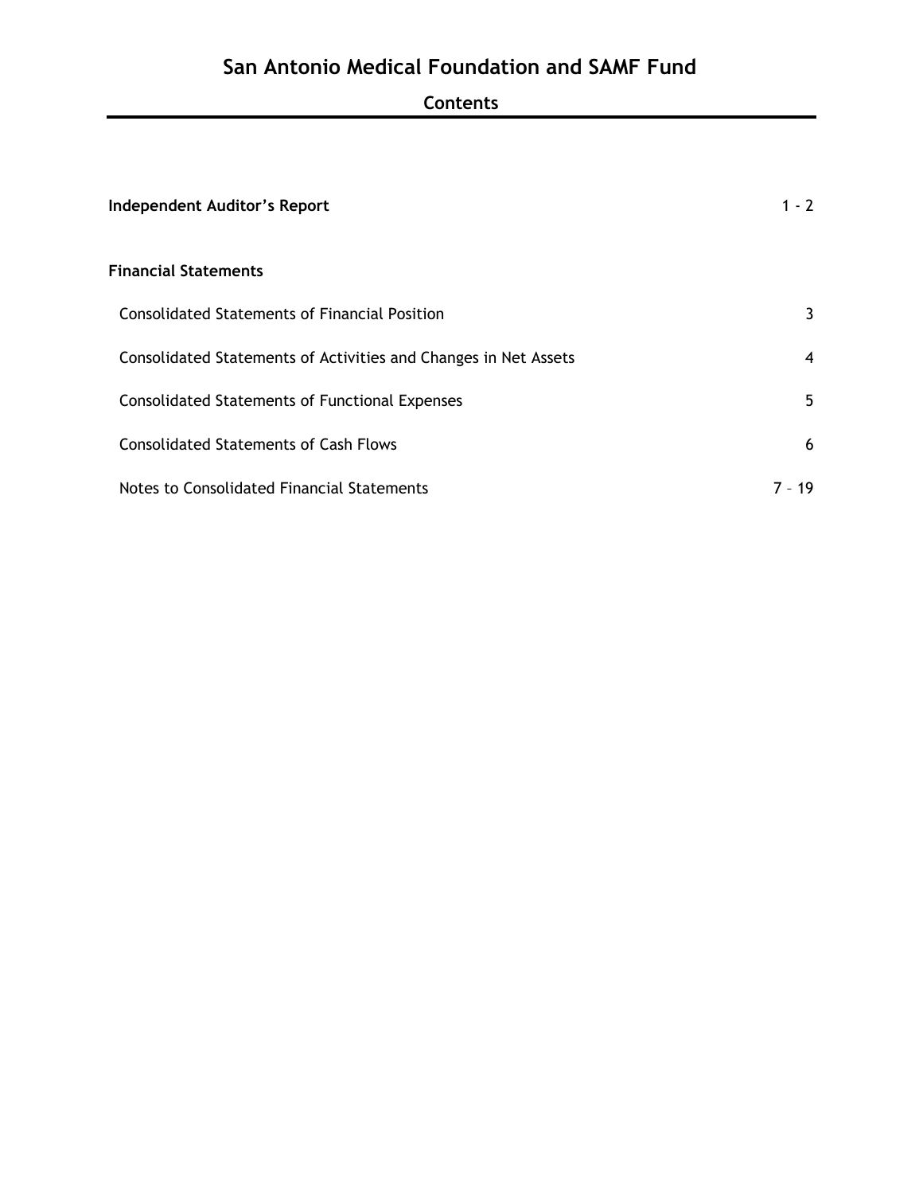# San Antonio Medical Foundation and SAMF Fund

## Contents

| | |
|---|---|
| **Independent Auditor's Report** | 1 - 2 |
| **Financial Statements** | |
| Consolidated Statements of Financial Position | 3 |
| Consolidated Statements of Activities and Changes in Net Assets | 4 |
| Consolidated Statements of Functional Expenses | 5 |
| Consolidated Statements of Cash Flows | 6 |
| Notes to Consolidated Financial Statements | 7 – 19 |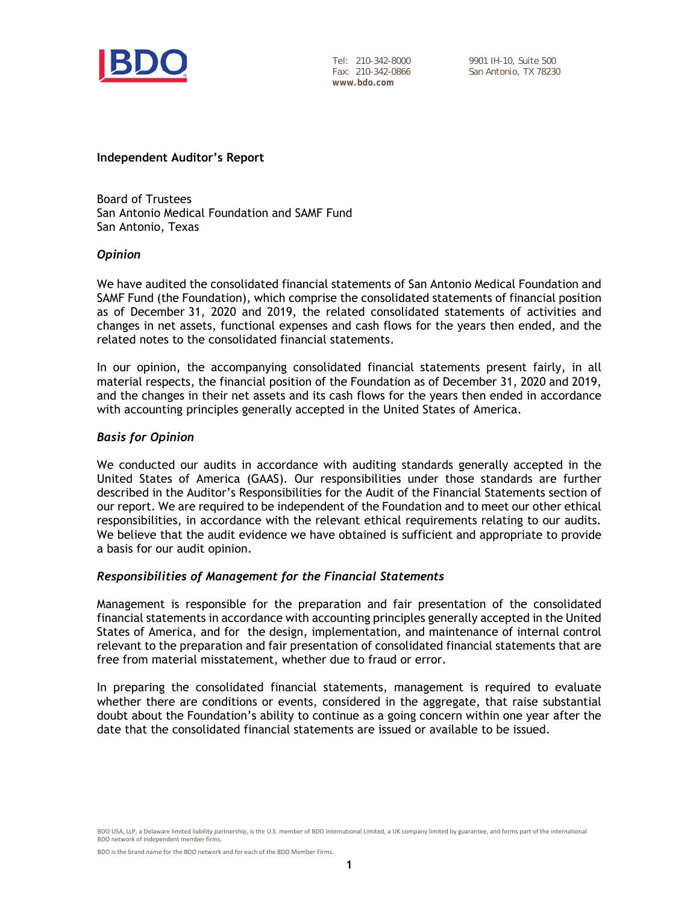Tel: 210-342-8000
Fax: 210-342-0866
**www.bdo.com**

9901 IH-10, Suite 500
San Antonio, TX 78230

**Independent Auditor's Report**

Board of Trustees
San Antonio Medical Foundation and SAMF Fund
San Antonio, Texas

***Opinion***

We have audited the consolidated financial statements of San Antonio Medical Foundation and SAMF Fund (the Foundation), which comprise the consolidated statements of financial position as of December 31, 2020 and 2019, the related consolidated statements of activities and changes in net assets, functional expenses and cash flows for the years then ended, and the related notes to the consolidated financial statements.

In our opinion, the accompanying consolidated financial statements present fairly, in all material respects, the financial position of the Foundation as of December 31, 2020 and 2019, and the changes in their net assets and its cash flows for the years then ended in accordance with accounting principles generally accepted in the United States of America.

***Basis for Opinion***

We conducted our audits in accordance with auditing standards generally accepted in the United States of America (GAAS). Our responsibilities under those standards are further described in the Auditor's Responsibilities for the Audit of the Financial Statements section of our report. We are required to be independent of the Foundation and to meet our other ethical responsibilities, in accordance with the relevant ethical requirements relating to our audits. We believe that the audit evidence we have obtained is sufficient and appropriate to provide a basis for our audit opinion.

***Responsibilities of Management for the Financial Statements***

Management is responsible for the preparation and fair presentation of the consolidated financial statements in accordance with accounting principles generally accepted in the United States of America, and for the design, implementation, and maintenance of internal control relevant to the preparation and fair presentation of consolidated financial statements that are free from material misstatement, whether due to fraud or error.

In preparing the consolidated financial statements, management is required to evaluate whether there are conditions or events, considered in the aggregate, that raise substantial doubt about the Foundation's ability to continue as a going concern within one year after the date that the consolidated financial statements are issued or available to be issued.

BDO USA, LLP, a Delaware limited liability partnership, is the U.S. member of BDO International Limited, a UK company limited by guarantee, and forms part of the international BDO network of independent member firms.

BDO is the brand name for the BDO network and for each of the BDO Member Firms.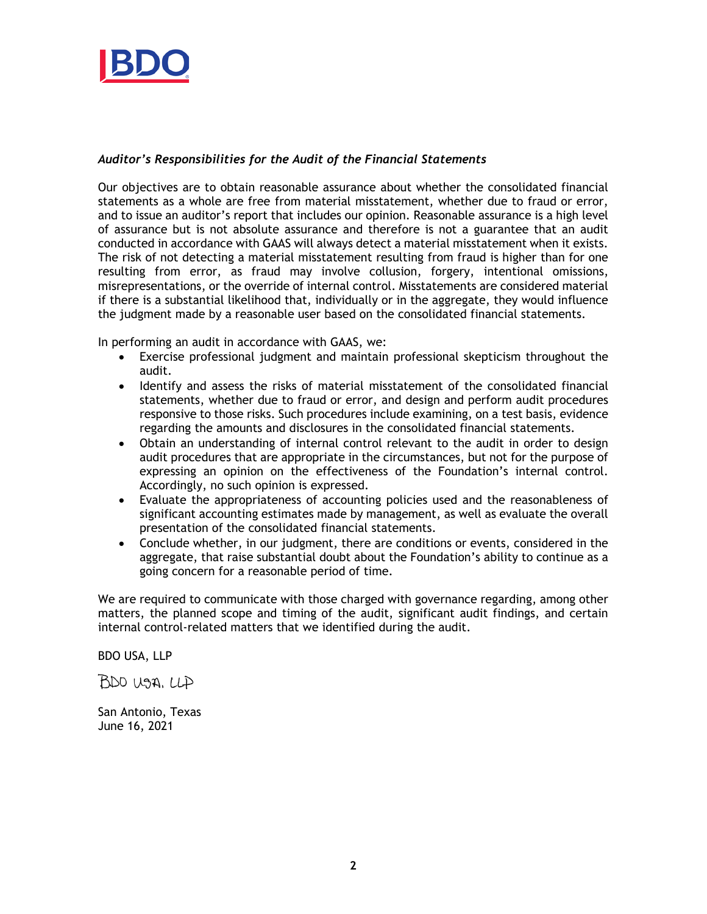*Auditor's Responsibilities for the Audit of the Financial Statements*

Our objectives are to obtain reasonable assurance about whether the consolidated financial statements as a whole are free from material misstatement, whether due to fraud or error, and to issue an auditor's report that includes our opinion. Reasonable assurance is a high level of assurance but is not absolute assurance and therefore is not a guarantee that an audit conducted in accordance with GAAS will always detect a material misstatement when it exists. The risk of not detecting a material misstatement resulting from fraud is higher than for one resulting from error, as fraud may involve collusion, forgery, intentional omissions, misrepresentations, or the override of internal control. Misstatements are considered material if there is a substantial likelihood that, individually or in the aggregate, they would influence the judgment made by a reasonable user based on the consolidated financial statements.

In performing an audit in accordance with GAAS, we:

- Exercise professional judgment and maintain professional skepticism throughout the audit.
- Identify and assess the risks of material misstatement of the consolidated financial statements, whether due to fraud or error, and design and perform audit procedures responsive to those risks. Such procedures include examining, on a test basis, evidence regarding the amounts and disclosures in the consolidated financial statements.
- Obtain an understanding of internal control relevant to the audit in order to design audit procedures that are appropriate in the circumstances, but not for the purpose of expressing an opinion on the effectiveness of the Foundation's internal control. Accordingly, no such opinion is expressed.
- Evaluate the appropriateness of accounting policies used and the reasonableness of significant accounting estimates made by management, as well as evaluate the overall presentation of the consolidated financial statements.
- Conclude whether, in our judgment, there are conditions or events, considered in the aggregate, that raise substantial doubt about the Foundation's ability to continue as a going concern for a reasonable period of time.

We are required to communicate with those charged with governance regarding, among other matters, the planned scope and timing of the audit, significant audit findings, and certain internal control-related matters that we identified during the audit.

BDO USA, LLP

BDO USA, LLP

San Antonio, Texas
June 16, 2021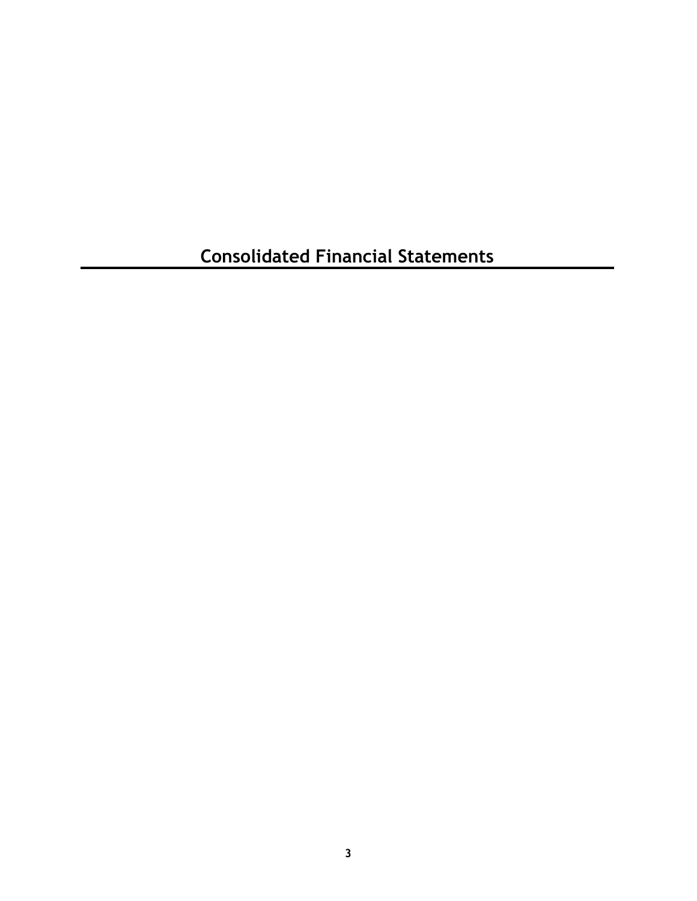# Consolidated Financial Statements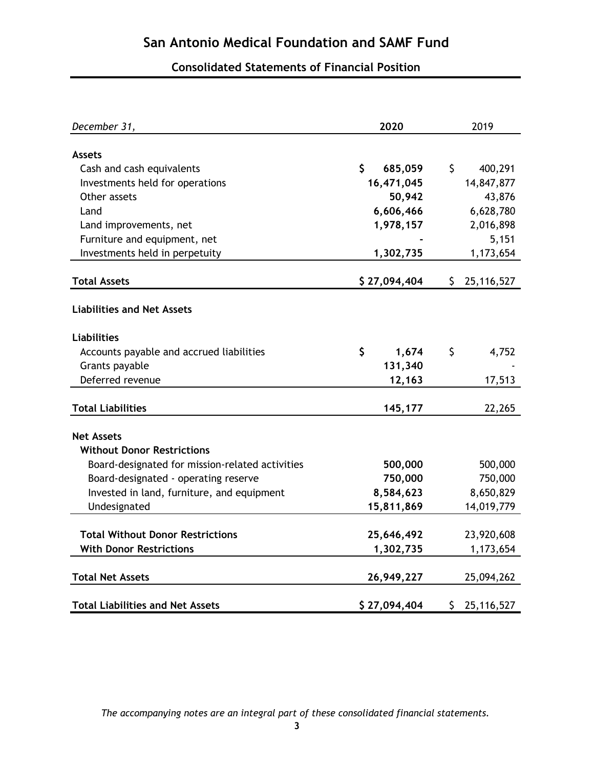# San Antonio Medical Foundation and SAMF Fund

## Consolidated Statements of Financial Position

| *December 31,* | **2020** | 2019 |
|---|---|---|
| **Assets** | | |
| Cash and cash equivalents | **$ 685,059** | $ 400,291 |
| Investments held for operations | **16,471,045** | 14,847,877 |
| Other assets | **50,942** | 43,876 |
| Land | **6,606,466** | 6,628,780 |
| Land improvements, net | **1,978,157** | 2,016,898 |
| Furniture and equipment, net | **-** | 5,151 |
| Investments held in perpetuity | **1,302,735** | 1,173,654 |
| **Total Assets** | **$ 27,094,404** | $ 25,116,527 |
| **Liabilities and Net Assets** | | |
| **Liabilities** | | |
| Accounts payable and accrued liabilities | **$ 1,674** | $ 4,752 |
| Grants payable | **131,340** | - |
| Deferred revenue | **12,163** | 17,513 |
| **Total Liabilities** | **145,177** | 22,265 |
| **Net Assets** | | |
| **Without Donor Restrictions** | | |
| Board-designated for mission-related activities | **500,000** | 500,000 |
| Board-designated - operating reserve | **750,000** | 750,000 |
| Invested in land, furniture, and equipment | **8,584,623** | 8,650,829 |
| Undesignated | **15,811,869** | 14,019,779 |
| **Total Without Donor Restrictions** | **25,646,492** | 23,920,608 |
| **With Donor Restrictions** | **1,302,735** | 1,173,654 |
| **Total Net Assets** | **26,949,227** | 25,094,262 |
| **Total Liabilities and Net Assets** | **$ 27,094,404** | $ 25,116,527 |

*The accompanying notes are an integral part of these consolidated financial statements.*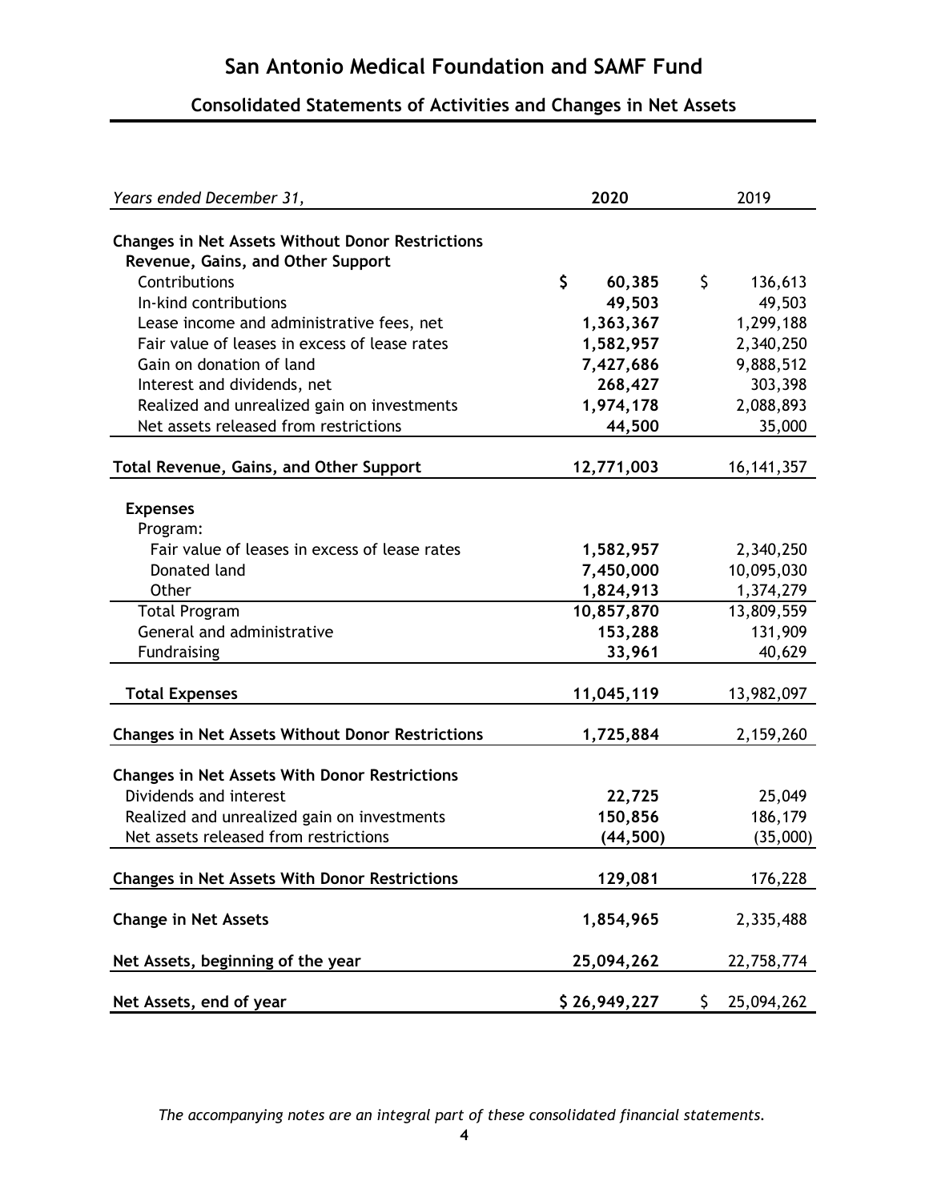# San Antonio Medical Foundation and SAMF Fund

## Consolidated Statements of Activities and Changes in Net Assets

| *Years ended December 31,* | **2020** | 2019 |
|---|---|---|
| **Changes in Net Assets Without Donor Restrictions** | | |
| **Revenue, Gains, and Other Support** | | |
| Contributions | **$ 60,385** | $ 136,613 |
| In-kind contributions | **49,503** | 49,503 |
| Lease income and administrative fees, net | **1,363,367** | 1,299,188 |
| Fair value of leases in excess of lease rates | **1,582,957** | 2,340,250 |
| Gain on donation of land | **7,427,686** | 9,888,512 |
| Interest and dividends, net | **268,427** | 303,398 |
| Realized and unrealized gain on investments | **1,974,178** | 2,088,893 |
| Net assets released from restrictions | **44,500** | 35,000 |
| **Total Revenue, Gains, and Other Support** | **12,771,003** | 16,141,357 |
| **Expenses** | | |
| Program: | | |
| Fair value of leases in excess of lease rates | **1,582,957** | 2,340,250 |
| Donated land | **7,450,000** | 10,095,030 |
| Other | **1,824,913** | 1,374,279 |
| Total Program | **10,857,870** | 13,809,559 |
| General and administrative | **153,288** | 131,909 |
| Fundraising | **33,961** | 40,629 |
| **Total Expenses** | **11,045,119** | 13,982,097 |
| **Changes in Net Assets Without Donor Restrictions** | **1,725,884** | 2,159,260 |
| **Changes in Net Assets With Donor Restrictions** | | |
| Dividends and interest | **22,725** | 25,049 |
| Realized and unrealized gain on investments | **150,856** | 186,179 |
| Net assets released from restrictions | **(44,500)** | (35,000) |
| **Changes in Net Assets With Donor Restrictions** | **129,081** | 176,228 |
| **Change in Net Assets** | **1,854,965** | 2,335,488 |
| **Net Assets, beginning of the year** | **25,094,262** | 22,758,774 |
| **Net Assets, end of year** | **$ 26,949,227** | $ 25,094,262 |

*The accompanying notes are an integral part of these consolidated financial statements.*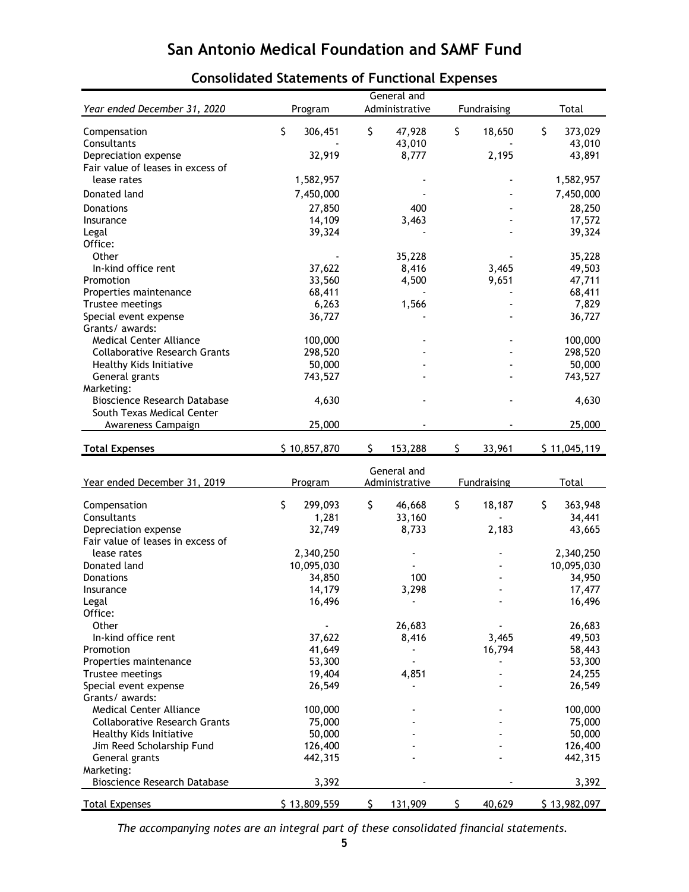# San Antonio Medical Foundation and SAMF Fund

## Consolidated Statements of Functional Expenses

| *Year ended December 31, 2020* | Program | General and Administrative | Fundraising | Total |
|---|---|---|---|---|
| Compensation | $ 306,451 | $ 47,928 | $ 18,650 | $ 373,029 |
| Consultants | - | 43,010 | - | 43,010 |
| Depreciation expense | 32,919 | 8,777 | 2,195 | 43,891 |
| Fair value of leases in excess of lease rates | 1,582,957 | - | - | 1,582,957 |
| Donated land | 7,450,000 | - | - | 7,450,000 |
| Donations | 27,850 | 400 | - | 28,250 |
| Insurance | 14,109 | 3,463 | - | 17,572 |
| Legal | 39,324 | - | - | 39,324 |
| Office: | | | | |
| Other | - | 35,228 | - | 35,228 |
| In-kind office rent | 37,622 | 8,416 | 3,465 | 49,503 |
| Promotion | 33,560 | 4,500 | 9,651 | 47,711 |
| Properties maintenance | 68,411 | - | - | 68,411 |
| Trustee meetings | 6,263 | 1,566 | - | 7,829 |
| Special event expense | 36,727 | - | - | 36,727 |
| Grants/ awards: | | | | |
| Medical Center Alliance | 100,000 | - | - | 100,000 |
| Collaborative Research Grants | 298,520 | - | - | 298,520 |
| Healthy Kids Initiative | 50,000 | - | - | 50,000 |
| General grants | 743,527 | - | - | 743,527 |
| Marketing: | | | | |
| Bioscience Research Database | 4,630 | - | - | 4,630 |
| South Texas Medical Center Awareness Campaign | 25,000 | - | - | 25,000 |
| **Total Expenses** | $ 10,857,870 | $ 153,288 | $ 33,961 | $ 11,045,119 |

| Year ended December 31, 2019 | Program | General and Administrative | Fundraising | Total |
|---|---|---|---|---|
| Compensation | $ 299,093 | $ 46,668 | $ 18,187 | $ 363,948 |
| Consultants | 1,281 | 33,160 | - | 34,441 |
| Depreciation expense | 32,749 | 8,733 | 2,183 | 43,665 |
| Fair value of leases in excess of lease rates | 2,340,250 | - | - | 2,340,250 |
| Donated land | 10,095,030 | - | - | 10,095,030 |
| Donations | 34,850 | 100 | - | 34,950 |
| Insurance | 14,179 | 3,298 | - | 17,477 |
| Legal | 16,496 | - | - | 16,496 |
| Office: | | | | |
| Other | - | 26,683 | - | 26,683 |
| In-kind office rent | 37,622 | 8,416 | 3,465 | 49,503 |
| Promotion | 41,649 | - | 16,794 | 58,443 |
| Properties maintenance | 53,300 | - | - | 53,300 |
| Trustee meetings | 19,404 | 4,851 | - | 24,255 |
| Special event expense | 26,549 | - | - | 26,549 |
| Grants/ awards: | | | | |
| Medical Center Alliance | 100,000 | - | - | 100,000 |
| Collaborative Research Grants | 75,000 | - | - | 75,000 |
| Healthy Kids Initiative | 50,000 | - | - | 50,000 |
| Jim Reed Scholarship Fund | 126,400 | - | - | 126,400 |
| General grants | 442,315 | - | - | 442,315 |
| Marketing: | | | | |
| Bioscience Research Database | 3,392 | - | - | 3,392 |
| Total Expenses | $ 13,809,559 | $ 131,909 | $ 40,629 | $ 13,982,097 |

*The accompanying notes are an integral part of these consolidated financial statements.*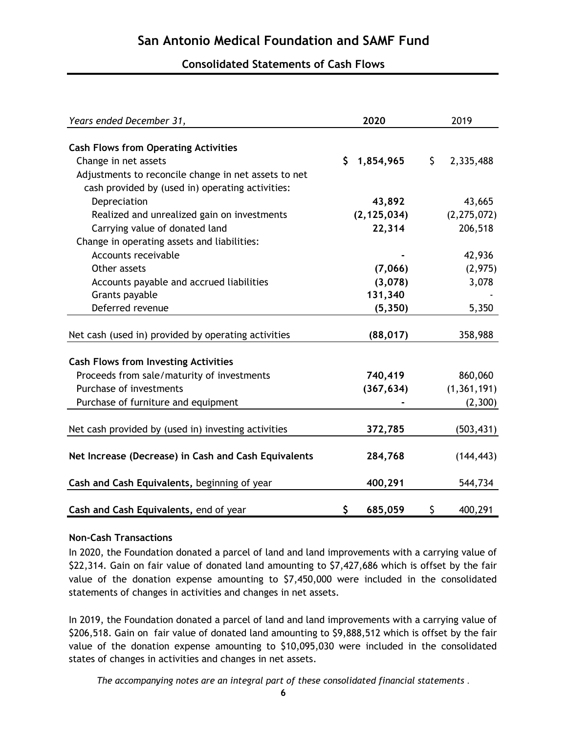# San Antonio Medical Foundation and SAMF Fund

## Consolidated Statements of Cash Flows

| *Years ended December 31,* | **2020** | 2019 |
|---|---|---|
| **Cash Flows from Operating Activities** | | |
| Change in net assets | **$ 1,854,965** | $ 2,335,488 |
| Adjustments to reconcile change in net assets to net cash provided by (used in) operating activities: | | |
| Depreciation | **43,892** | 43,665 |
| Realized and unrealized gain on investments | **(2,125,034)** | (2,275,072) |
| Carrying value of donated land | **22,314** | 206,518 |
| Change in operating assets and liabilities: | | |
| Accounts receivable | **-** | 42,936 |
| Other assets | **(7,066)** | (2,975) |
| Accounts payable and accrued liabilities | **(3,078)** | 3,078 |
| Grants payable | **131,340** | - |
| Deferred revenue | **(5,350)** | 5,350 |
| Net cash (used in) provided by operating activities | **(88,017)** | 358,988 |
| **Cash Flows from Investing Activities** | | |
| Proceeds from sale/maturity of investments | **740,419** | 860,060 |
| Purchase of investments | **(367,634)** | (1,361,191) |
| Purchase of furniture and equipment | **-** | (2,300) |
| Net cash provided by (used in) investing activities | **372,785** | (503,431) |
| **Net Increase (Decrease) in Cash and Cash Equivalents** | **284,768** | (144,443) |
| **Cash and Cash Equivalents,** beginning of year | **400,291** | 544,734 |
| **Cash and Cash Equivalents,** end of year | **$ 685,059** | $ 400,291 |

**Non-Cash Transactions**

In 2020, the Foundation donated a parcel of land and land improvements with a carrying value of $22,314. Gain on fair value of donated land amounting to $7,427,686 which is offset by the fair value of the donation expense amounting to $7,450,000 were included in the consolidated statements of changes in activities and changes in net assets.

In 2019, the Foundation donated a parcel of land and land improvements with a carrying value of $206,518. Gain on fair value of donated land amounting to $9,888,512 which is offset by the fair value of the donation expense amounting to $10,095,030 were included in the consolidated states of changes in activities and changes in net assets.

*The accompanying notes are an integral part of these consolidated financial statements .*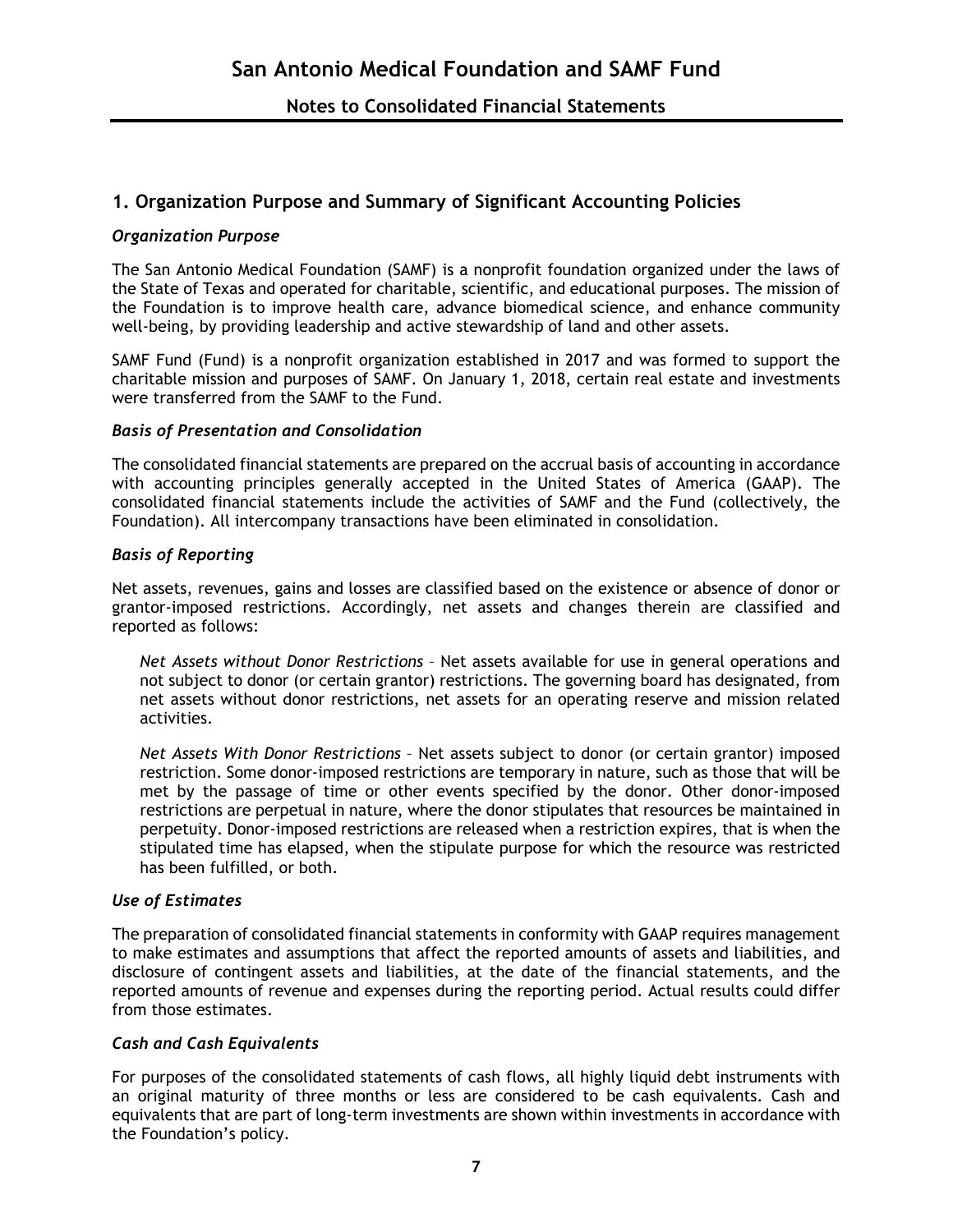# San Antonio Medical Foundation and SAMF Fund

## Notes to Consolidated Financial Statements

## 1. Organization Purpose and Summary of Significant Accounting Policies

### *Organization Purpose*

The San Antonio Medical Foundation (SAMF) is a nonprofit foundation organized under the laws of the State of Texas and operated for charitable, scientific, and educational purposes. The mission of the Foundation is to improve health care, advance biomedical science, and enhance community well-being, by providing leadership and active stewardship of land and other assets.

SAMF Fund (Fund) is a nonprofit organization established in 2017 and was formed to support the charitable mission and purposes of SAMF. On January 1, 2018, certain real estate and investments were transferred from the SAMF to the Fund.

### *Basis of Presentation and Consolidation*

The consolidated financial statements are prepared on the accrual basis of accounting in accordance with accounting principles generally accepted in the United States of America (GAAP). The consolidated financial statements include the activities of SAMF and the Fund (collectively, the Foundation). All intercompany transactions have been eliminated in consolidation.

### *Basis of Reporting*

Net assets, revenues, gains and losses are classified based on the existence or absence of donor or grantor-imposed restrictions. Accordingly, net assets and changes therein are classified and reported as follows:

*Net Assets without Donor Restrictions* – Net assets available for use in general operations and not subject to donor (or certain grantor) restrictions. The governing board has designated, from net assets without donor restrictions, net assets for an operating reserve and mission related activities.

*Net Assets With Donor Restrictions* – Net assets subject to donor (or certain grantor) imposed restriction. Some donor-imposed restrictions are temporary in nature, such as those that will be met by the passage of time or other events specified by the donor. Other donor-imposed restrictions are perpetual in nature, where the donor stipulates that resources be maintained in perpetuity. Donor-imposed restrictions are released when a restriction expires, that is when the stipulated time has elapsed, when the stipulate purpose for which the resource was restricted has been fulfilled, or both.

### *Use of Estimates*

The preparation of consolidated financial statements in conformity with GAAP requires management to make estimates and assumptions that affect the reported amounts of assets and liabilities, and disclosure of contingent assets and liabilities, at the date of the financial statements, and the reported amounts of revenue and expenses during the reporting period. Actual results could differ from those estimates.

### *Cash and Cash Equivalents*

For purposes of the consolidated statements of cash flows, all highly liquid debt instruments with an original maturity of three months or less are considered to be cash equivalents. Cash and equivalents that are part of long-term investments are shown within investments in accordance with the Foundation's policy.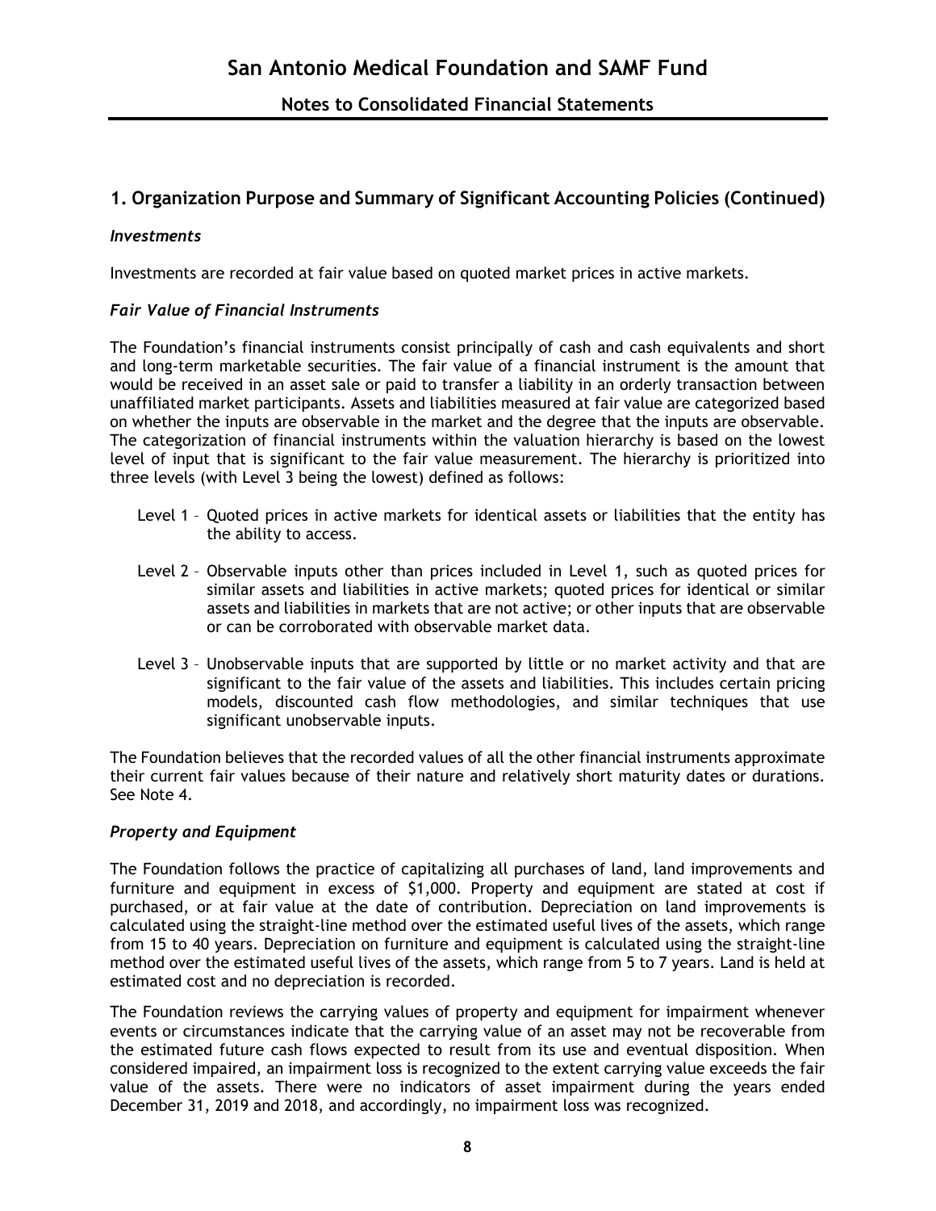## 1. Organization Purpose and Summary of Significant Accounting Policies (Continued)

### *Investments*

Investments are recorded at fair value based on quoted market prices in active markets.

### *Fair Value of Financial Instruments*

The Foundation's financial instruments consist principally of cash and cash equivalents and short and long-term marketable securities. The fair value of a financial instrument is the amount that would be received in an asset sale or paid to transfer a liability in an orderly transaction between unaffiliated market participants. Assets and liabilities measured at fair value are categorized based on whether the inputs are observable in the market and the degree that the inputs are observable. The categorization of financial instruments within the valuation hierarchy is based on the lowest level of input that is significant to the fair value measurement. The hierarchy is prioritized into three levels (with Level 3 being the lowest) defined as follows:

Level 1 – Quoted prices in active markets for identical assets or liabilities that the entity has the ability to access.

Level 2 – Observable inputs other than prices included in Level 1, such as quoted prices for similar assets and liabilities in active markets; quoted prices for identical or similar assets and liabilities in markets that are not active; or other inputs that are observable or can be corroborated with observable market data.

Level 3 – Unobservable inputs that are supported by little or no market activity and that are significant to the fair value of the assets and liabilities. This includes certain pricing models, discounted cash flow methodologies, and similar techniques that use significant unobservable inputs.

The Foundation believes that the recorded values of all the other financial instruments approximate their current fair values because of their nature and relatively short maturity dates or durations. See Note 4.

### *Property and Equipment*

The Foundation follows the practice of capitalizing all purchases of land, land improvements and furniture and equipment in excess of $1,000. Property and equipment are stated at cost if purchased, or at fair value at the date of contribution. Depreciation on land improvements is calculated using the straight-line method over the estimated useful lives of the assets, which range from 15 to 40 years. Depreciation on furniture and equipment is calculated using the straight-line method over the estimated useful lives of the assets, which range from 5 to 7 years. Land is held at estimated cost and no depreciation is recorded.

The Foundation reviews the carrying values of property and equipment for impairment whenever events or circumstances indicate that the carrying value of an asset may not be recoverable from the estimated future cash flows expected to result from its use and eventual disposition. When considered impaired, an impairment loss is recognized to the extent carrying value exceeds the fair value of the assets. There were no indicators of asset impairment during the years ended December 31, 2019 and 2018, and accordingly, no impairment loss was recognized.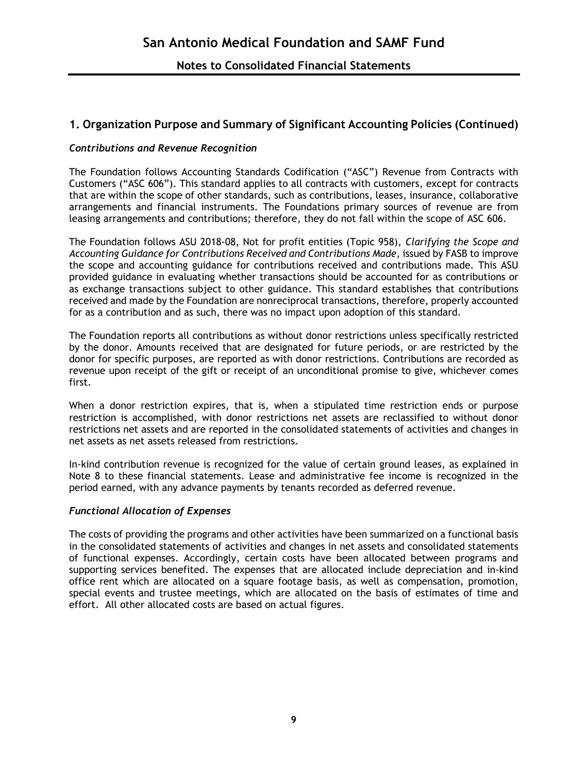## 1. Organization Purpose and Summary of Significant Accounting Policies (Continued)

### *Contributions and Revenue Recognition*

The Foundation follows Accounting Standards Codification ("ASC") Revenue from Contracts with Customers ("ASC 606"). This standard applies to all contracts with customers, except for contracts that are within the scope of other standards, such as contributions, leases, insurance, collaborative arrangements and financial instruments. The Foundations primary sources of revenue are from leasing arrangements and contributions; therefore, they do not fall within the scope of ASC 606.

The Foundation follows ASU 2018-08, Not for profit entities (Topic 958), *Clarifying the Scope and Accounting Guidance for Contributions Received and Contributions Made*, issued by FASB to improve the scope and accounting guidance for contributions received and contributions made. This ASU provided guidance in evaluating whether transactions should be accounted for as contributions or as exchange transactions subject to other guidance. This standard establishes that contributions received and made by the Foundation are nonreciprocal transactions, therefore, properly accounted for as a contribution and as such, there was no impact upon adoption of this standard.

The Foundation reports all contributions as without donor restrictions unless specifically restricted by the donor. Amounts received that are designated for future periods, or are restricted by the donor for specific purposes, are reported as with donor restrictions. Contributions are recorded as revenue upon receipt of the gift or receipt of an unconditional promise to give, whichever comes first.

When a donor restriction expires, that is, when a stipulated time restriction ends or purpose restriction is accomplished, with donor restrictions net assets are reclassified to without donor restrictions net assets and are reported in the consolidated statements of activities and changes in net assets as net assets released from restrictions.

In-kind contribution revenue is recognized for the value of certain ground leases, as explained in Note 8 to these financial statements. Lease and administrative fee income is recognized in the period earned, with any advance payments by tenants recorded as deferred revenue.

### *Functional Allocation of Expenses*

The costs of providing the programs and other activities have been summarized on a functional basis in the consolidated statements of activities and changes in net assets and consolidated statements of functional expenses. Accordingly, certain costs have been allocated between programs and supporting services benefited. The expenses that are allocated include depreciation and in-kind office rent which are allocated on a square footage basis, as well as compensation, promotion, special events and trustee meetings, which are allocated on the basis of estimates of time and effort. All other allocated costs are based on actual figures.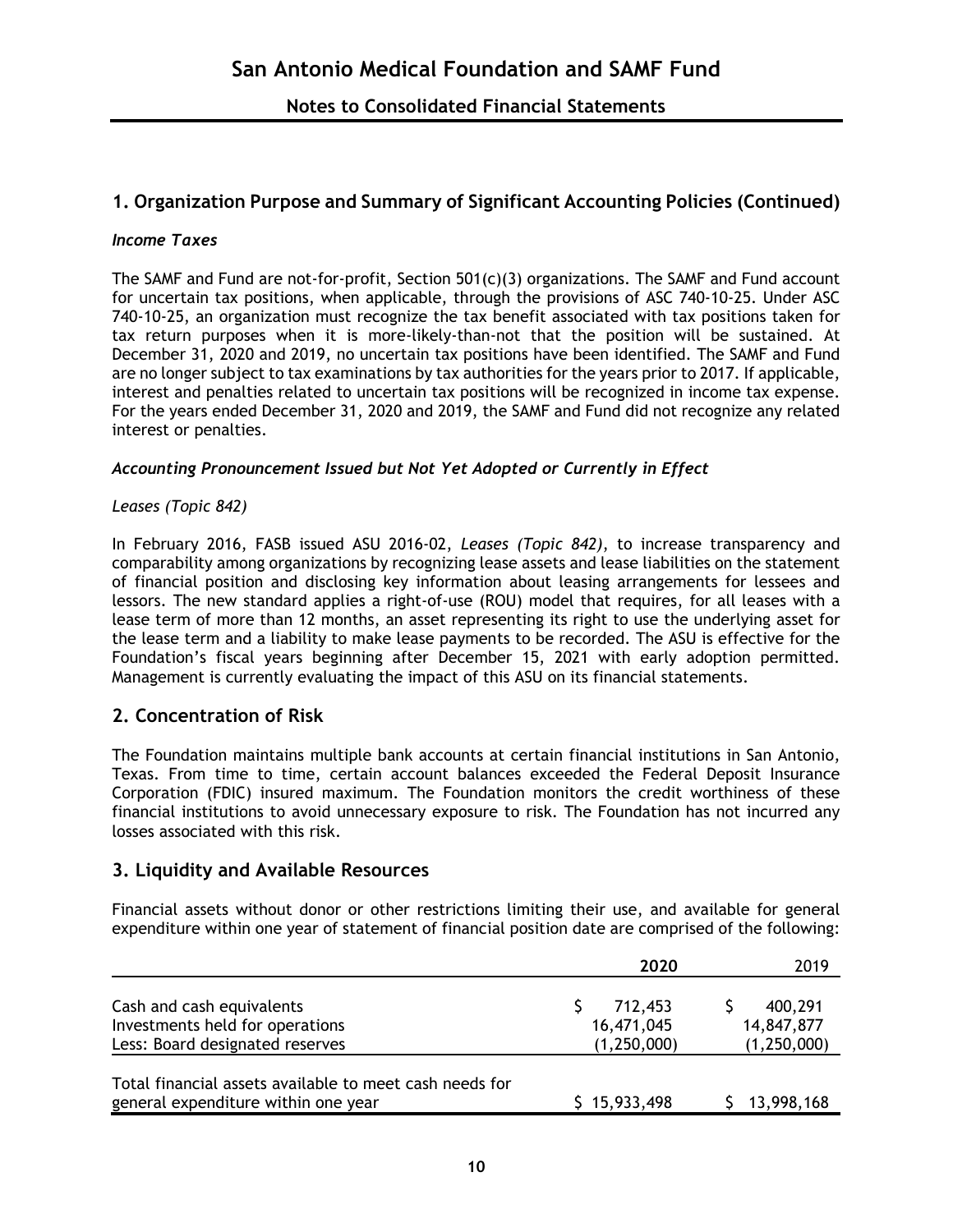## 1. Organization Purpose and Summary of Significant Accounting Policies (Continued)

### *Income Taxes*

The SAMF and Fund are not-for-profit, Section 501(c)(3) organizations. The SAMF and Fund account for uncertain tax positions, when applicable, through the provisions of ASC 740-10-25. Under ASC 740-10-25, an organization must recognize the tax benefit associated with tax positions taken for tax return purposes when it is more-likely-than-not that the position will be sustained. At December 31, 2020 and 2019, no uncertain tax positions have been identified. The SAMF and Fund are no longer subject to tax examinations by tax authorities for the years prior to 2017. If applicable, interest and penalties related to uncertain tax positions will be recognized in income tax expense. For the years ended December 31, 2020 and 2019, the SAMF and Fund did not recognize any related interest or penalties.

### *Accounting Pronouncement Issued but Not Yet Adopted or Currently in Effect*

*Leases (Topic 842)*

In February 2016, FASB issued ASU 2016-02, *Leases (Topic 842)*, to increase transparency and comparability among organizations by recognizing lease assets and lease liabilities on the statement of financial position and disclosing key information about leasing arrangements for lessees and lessors. The new standard applies a right-of-use (ROU) model that requires, for all leases with a lease term of more than 12 months, an asset representing its right to use the underlying asset for the lease term and a liability to make lease payments to be recorded. The ASU is effective for the Foundation's fiscal years beginning after December 15, 2021 with early adoption permitted. Management is currently evaluating the impact of this ASU on its financial statements.

## 2. Concentration of Risk

The Foundation maintains multiple bank accounts at certain financial institutions in San Antonio, Texas. From time to time, certain account balances exceeded the Federal Deposit Insurance Corporation (FDIC) insured maximum. The Foundation monitors the credit worthiness of these financial institutions to avoid unnecessary exposure to risk. The Foundation has not incurred any losses associated with this risk.

## 3. Liquidity and Available Resources

Financial assets without donor or other restrictions limiting their use, and available for general expenditure within one year of statement of financial position date are comprised of the following:

| | **2020** | 2019 |
|---|---|---|
| Cash and cash equivalents | $ 712,453 | $ 400,291 |
| Investments held for operations | 16,471,045 | 14,847,877 |
| Less: Board designated reserves | (1,250,000) | (1,250,000) |
| Total financial assets available to meet cash needs for general expenditure within one year | $ 15,933,498 | $ 13,998,168 |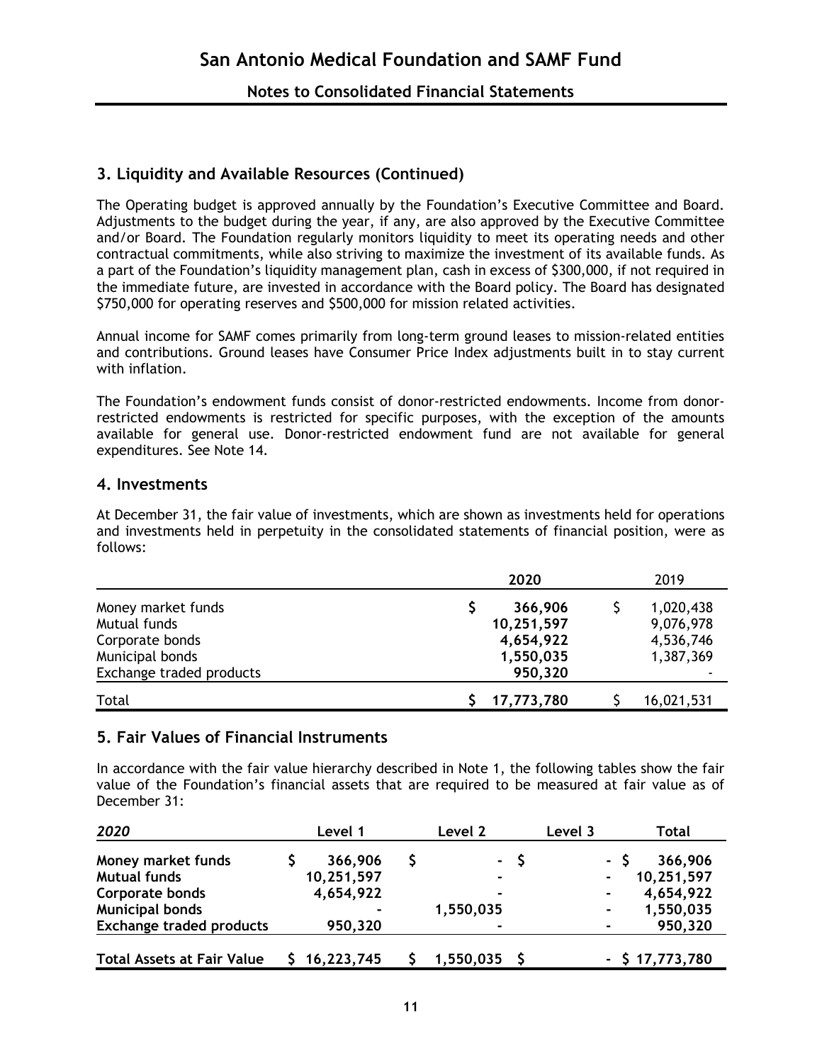## 3. Liquidity and Available Resources (Continued)

The Operating budget is approved annually by the Foundation's Executive Committee and Board. Adjustments to the budget during the year, if any, are also approved by the Executive Committee and/or Board. The Foundation regularly monitors liquidity to meet its operating needs and other contractual commitments, while also striving to maximize the investment of its available funds. As a part of the Foundation's liquidity management plan, cash in excess of $300,000, if not required in the immediate future, are invested in accordance with the Board policy. The Board has designated $750,000 for operating reserves and $500,000 for mission related activities.

Annual income for SAMF comes primarily from long-term ground leases to mission-related entities and contributions. Ground leases have Consumer Price Index adjustments built in to stay current with inflation.

The Foundation's endowment funds consist of donor-restricted endowments. Income from donor-restricted endowments is restricted for specific purposes, with the exception of the amounts available for general use. Donor-restricted endowment fund are not available for general expenditures. See Note 14.

## 4. Investments

At December 31, the fair value of investments, which are shown as investments held for operations and investments held in perpetuity in the consolidated statements of financial position, were as follows:

| | **2020** | 2019 |
|---|---|---|
| Money market funds | $ **366,906** | $ 1,020,438 |
| Mutual funds | **10,251,597** | 9,076,978 |
| Corporate bonds | **4,654,922** | 4,536,746 |
| Municipal bonds | **1,550,035** | 1,387,369 |
| Exchange traded products | **950,320** | - |
| Total | $ **17,773,780** | $ 16,021,531 |

## 5. Fair Values of Financial Instruments

In accordance with the fair value hierarchy described in Note 1, the following tables show the fair value of the Foundation's financial assets that are required to be measured at fair value as of December 31:

| ***2020*** | **Level 1** | **Level 2** | **Level 3** | **Total** |
|---|---|---|---|---|
| **Money market funds** | **$ 366,906** | **$ -** | **$ -** | **$ 366,906** |
| **Mutual funds** | **10,251,597** | **-** | **-** | **10,251,597** |
| **Corporate bonds** | **4,654,922** | **-** | **-** | **4,654,922** |
| **Municipal bonds** | **-** | **1,550,035** | **-** | **1,550,035** |
| **Exchange traded products** | **950,320** | **-** | **-** | **950,320** |
| **Total Assets at Fair Value** | **$ 16,223,745** | **$ 1,550,035** | **$ -** | **$ 17,773,780** |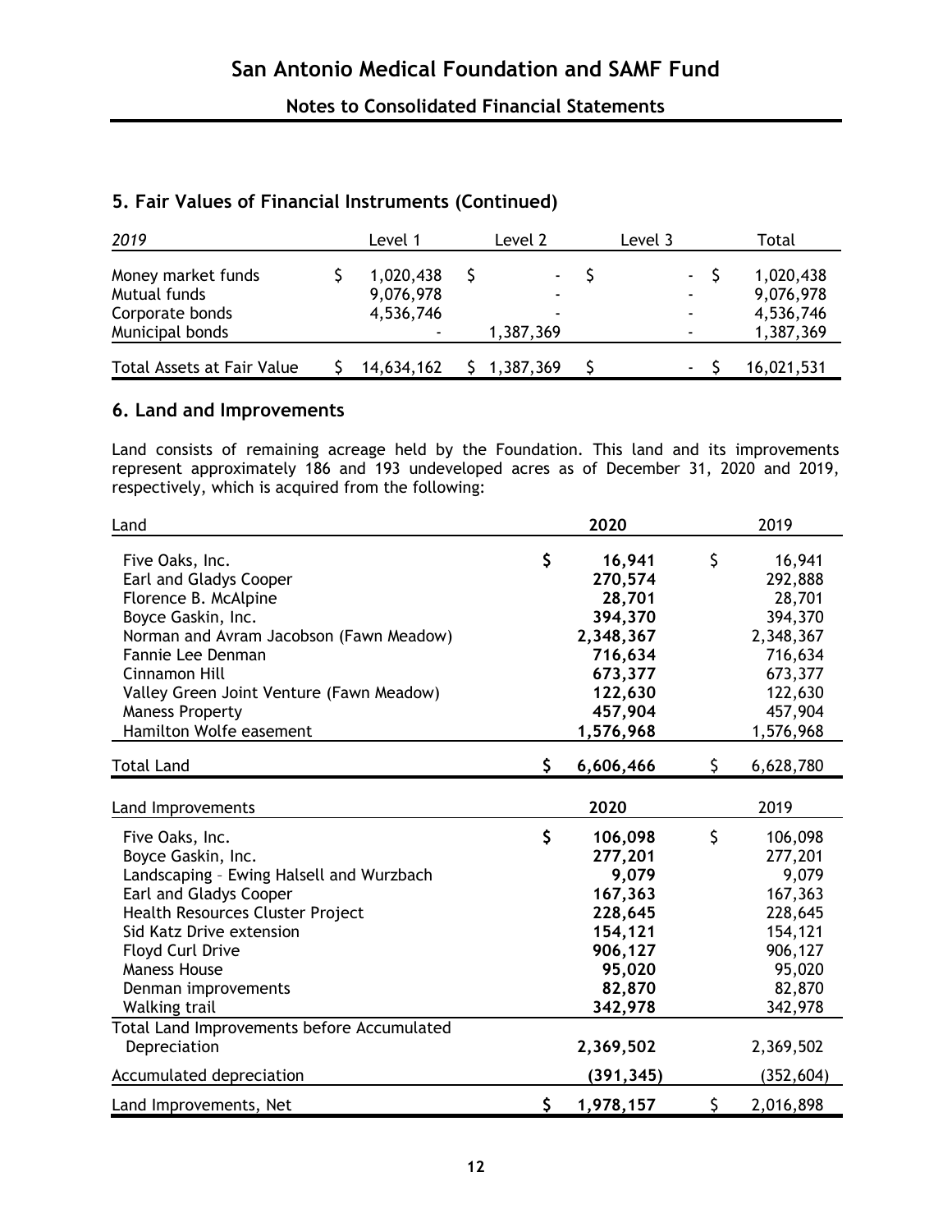## 5. Fair Values of Financial Instruments (Continued)

| *2019* | Level 1 | Level 2 | Level 3 | Total |
|---|---|---|---|---|
| Money market funds | $ 1,020,438 | $ - | $ - | $ 1,020,438 |
| Mutual funds | 9,076,978 | - | - | 9,076,978 |
| Corporate bonds | 4,536,746 | - | - | 4,536,746 |
| Municipal bonds | - | 1,387,369 | - | 1,387,369 |
| Total Assets at Fair Value | $ 14,634,162 | $ 1,387,369 | $ - | $ 16,021,531 |

## 6. Land and Improvements

Land consists of remaining acreage held by the Foundation. This land and its improvements represent approximately 186 and 193 undeveloped acres as of December 31, 2020 and 2019, respectively, which is acquired from the following:

| Land | 2020 | 2019 |
|---|---|---|
| Five Oaks, Inc. | **$ 16,941** | $ 16,941 |
| Earl and Gladys Cooper | **270,574** | 292,888 |
| Florence B. McAlpine | **28,701** | 28,701 |
| Boyce Gaskin, Inc. | **394,370** | 394,370 |
| Norman and Avram Jacobson (Fawn Meadow) | **2,348,367** | 2,348,367 |
| Fannie Lee Denman | **716,634** | 716,634 |
| Cinnamon Hill | **673,377** | 673,377 |
| Valley Green Joint Venture (Fawn Meadow) | **122,630** | 122,630 |
| Maness Property | **457,904** | 457,904 |
| Hamilton Wolfe easement | **1,576,968** | 1,576,968 |
| Total Land | **$ 6,606,466** | $ 6,628,780 |

| Land Improvements | 2020 | 2019 |
|---|---|---|
| Five Oaks, Inc. | **$ 106,098** | $ 106,098 |
| Boyce Gaskin, Inc. | **277,201** | 277,201 |
| Landscaping – Ewing Halsell and Wurzbach | **9,079** | 9,079 |
| Earl and Gladys Cooper | **167,363** | 167,363 |
| Health Resources Cluster Project | **228,645** | 228,645 |
| Sid Katz Drive extension | **154,121** | 154,121 |
| Floyd Curl Drive | **906,127** | 906,127 |
| Maness House | **95,020** | 95,020 |
| Denman improvements | **82,870** | 82,870 |
| Walking trail | **342,978** | 342,978 |
| Total Land Improvements before Accumulated Depreciation | **2,369,502** | 2,369,502 |
| Accumulated depreciation | **(391,345)** | (352,604) |
| Land Improvements, Net | **$ 1,978,157** | $ 2,016,898 |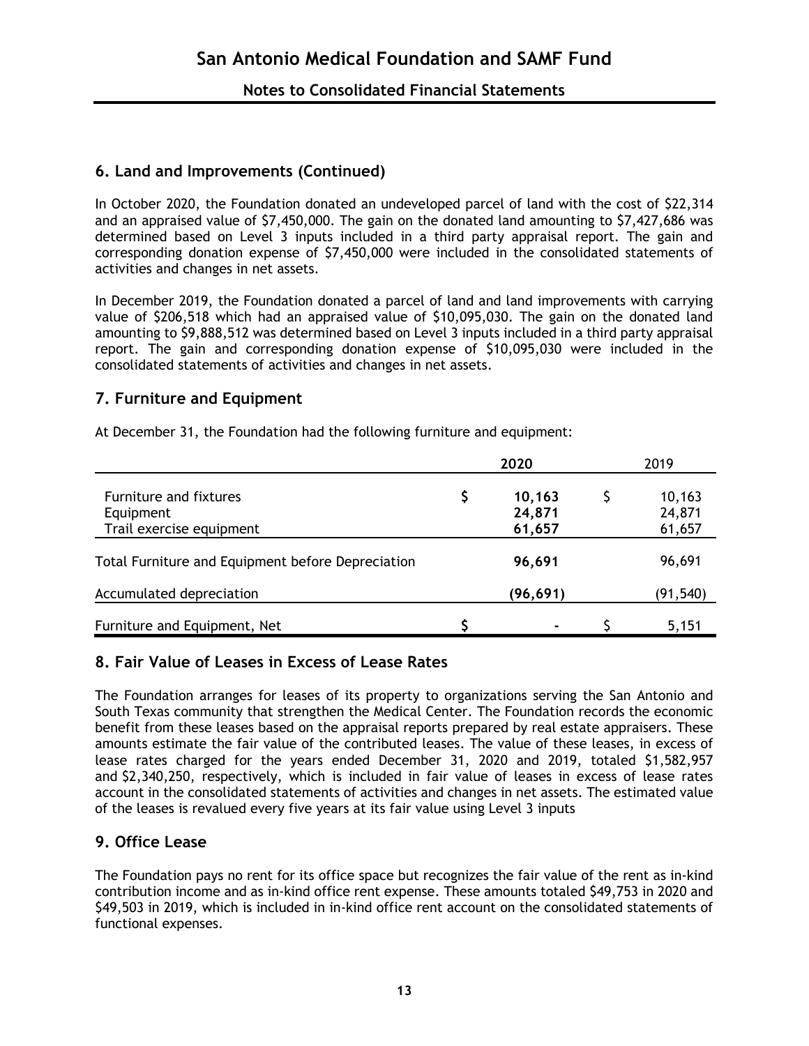## 6. Land and Improvements (Continued)

In October 2020, the Foundation donated an undeveloped parcel of land with the cost of $22,314 and an appraised value of $7,450,000. The gain on the donated land amounting to $7,427,686 was determined based on Level 3 inputs included in a third party appraisal report. The gain and corresponding donation expense of $7,450,000 were included in the consolidated statements of activities and changes in net assets.

In December 2019, the Foundation donated a parcel of land and land improvements with carrying value of $206,518 which had an appraised value of $10,095,030. The gain on the donated land amounting to $9,888,512 was determined based on Level 3 inputs included in a third party appraisal report. The gain and corresponding donation expense of $10,095,030 were included in the consolidated statements of activities and changes in net assets.

## 7. Furniture and Equipment

At December 31, the Foundation had the following furniture and equipment:

| | | **2020** | | 2019 |
|---|---|---|---|---|
| Furniture and fixtures | $ | **10,163** | $ | 10,163 |
| Equipment | | **24,871** | | 24,871 |
| Trail exercise equipment | | **61,657** | | 61,657 |
| Total Furniture and Equipment before Depreciation | | **96,691** | | 96,691 |
| Accumulated depreciation | | **(96,691)** | | (91,540) |
| Furniture and Equipment, Net | $ | **-** | $ | 5,151 |

## 8. Fair Value of Leases in Excess of Lease Rates

The Foundation arranges for leases of its property to organizations serving the San Antonio and South Texas community that strengthen the Medical Center. The Foundation records the economic benefit from these leases based on the appraisal reports prepared by real estate appraisers. These amounts estimate the fair value of the contributed leases. The value of these leases, in excess of lease rates charged for the years ended December 31, 2020 and 2019, totaled $1,582,957 and $2,340,250, respectively, which is included in fair value of leases in excess of lease rates account in the consolidated statements of activities and changes in net assets. The estimated value of the leases is revalued every five years at its fair value using Level 3 inputs

## 9. Office Lease

The Foundation pays no rent for its office space but recognizes the fair value of the rent as in-kind contribution income and as in-kind office rent expense. These amounts totaled $49,753 in 2020 and $49,503 in 2019, which is included in in-kind office rent account on the consolidated statements of functional expenses.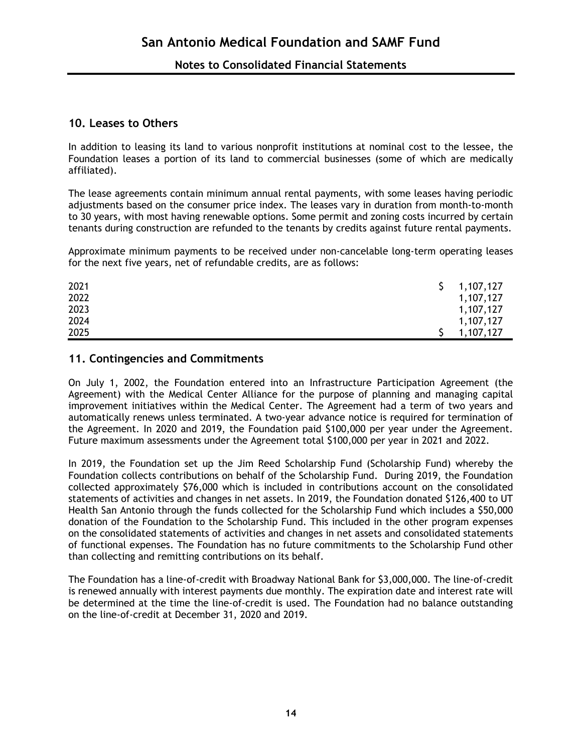# San Antonio Medical Foundation and SAMF Fund

## Notes to Consolidated Financial Statements

### 10. Leases to Others

In addition to leasing its land to various nonprofit institutions at nominal cost to the lessee, the Foundation leases a portion of its land to commercial businesses (some of which are medically affiliated).

The lease agreements contain minimum annual rental payments, with some leases having periodic adjustments based on the consumer price index. The leases vary in duration from month-to-month to 30 years, with most having renewable options. Some permit and zoning costs incurred by certain tenants during construction are refunded to the tenants by credits against future rental payments.

Approximate minimum payments to be received under non-cancelable long-term operating leases for the next five years, net of refundable credits, are as follows:

| | |
|---|---|
| 2021 | $ 1,107,127 |
| 2022 | 1,107,127 |
| 2023 | 1,107,127 |
| 2024 | 1,107,127 |
| 2025 | $ 1,107,127 |

### 11. Contingencies and Commitments

On July 1, 2002, the Foundation entered into an Infrastructure Participation Agreement (the Agreement) with the Medical Center Alliance for the purpose of planning and managing capital improvement initiatives within the Medical Center. The Agreement had a term of two years and automatically renews unless terminated. A two-year advance notice is required for termination of the Agreement. In 2020 and 2019, the Foundation paid $100,000 per year under the Agreement. Future maximum assessments under the Agreement total $100,000 per year in 2021 and 2022.

In 2019, the Foundation set up the Jim Reed Scholarship Fund (Scholarship Fund) whereby the Foundation collects contributions on behalf of the Scholarship Fund. During 2019, the Foundation collected approximately $76,000 which is included in contributions account on the consolidated statements of activities and changes in net assets. In 2019, the Foundation donated $126,400 to UT Health San Antonio through the funds collected for the Scholarship Fund which includes a $50,000 donation of the Foundation to the Scholarship Fund. This included in the other program expenses on the consolidated statements of activities and changes in net assets and consolidated statements of functional expenses. The Foundation has no future commitments to the Scholarship Fund other than collecting and remitting contributions on its behalf.

The Foundation has a line-of-credit with Broadway National Bank for $3,000,000. The line-of-credit is renewed annually with interest payments due monthly. The expiration date and interest rate will be determined at the time the line-of-credit is used. The Foundation had no balance outstanding on the line-of-credit at December 31, 2020 and 2019.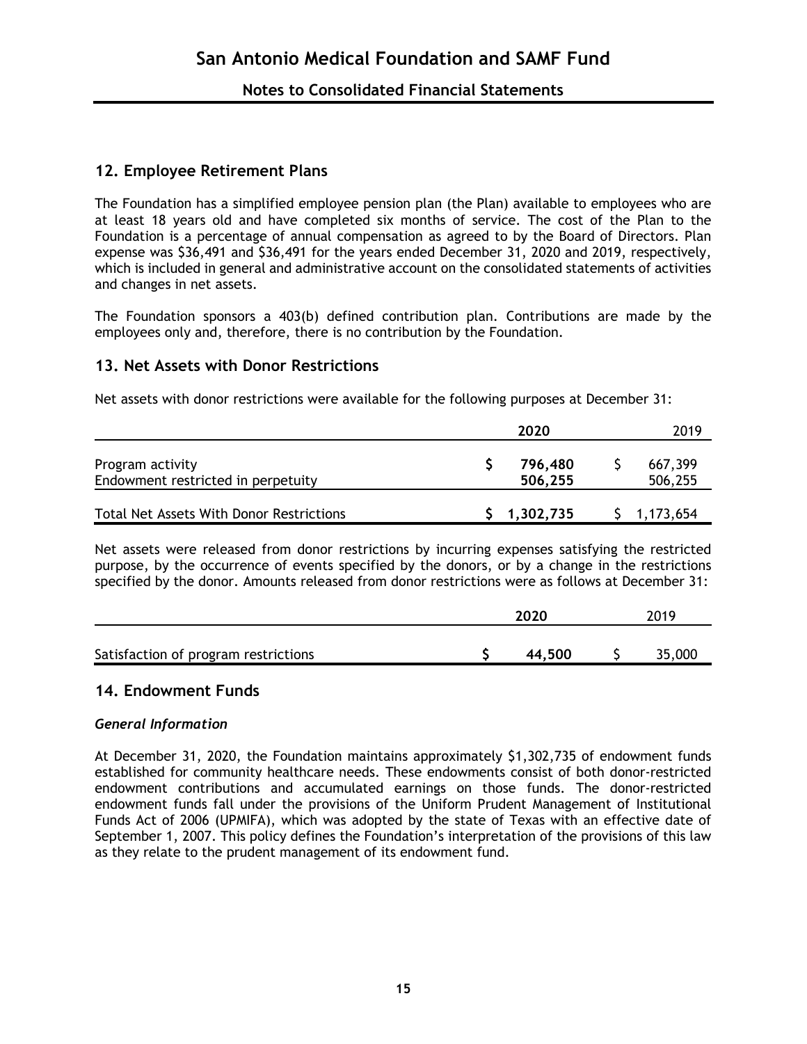# San Antonio Medical Foundation and SAMF Fund

## Notes to Consolidated Financial Statements

## 12. Employee Retirement Plans

The Foundation has a simplified employee pension plan (the Plan) available to employees who are at least 18 years old and have completed six months of service. The cost of the Plan to the Foundation is a percentage of annual compensation as agreed to by the Board of Directors. Plan expense was $36,491 and $36,491 for the years ended December 31, 2020 and 2019, respectively, which is included in general and administrative account on the consolidated statements of activities and changes in net assets.

The Foundation sponsors a 403(b) defined contribution plan. Contributions are made by the employees only and, therefore, there is no contribution by the Foundation.

## 13. Net Assets with Donor Restrictions

Net assets with donor restrictions were available for the following purposes at December 31:

| | **2020** | 2019 |
|---|---|---|
| Program activity | $ **796,480** | $ 667,399 |
| Endowment restricted in perpetuity | **506,255** | 506,255 |
| Total Net Assets With Donor Restrictions | $ **1,302,735** | $ 1,173,654 |

Net assets were released from donor restrictions by incurring expenses satisfying the restricted purpose, by the occurrence of events specified by the donors, or by a change in the restrictions specified by the donor. Amounts released from donor restrictions were as follows at December 31:

| | **2020** | 2019 |
|---|---|---|
| Satisfaction of program restrictions | $ **44,500** | $ 35,000 |

## 14. Endowment Funds

### *General Information*

At December 31, 2020, the Foundation maintains approximately $1,302,735 of endowment funds established for community healthcare needs. These endowments consist of both donor-restricted endowment contributions and accumulated earnings on those funds. The donor-restricted endowment funds fall under the provisions of the Uniform Prudent Management of Institutional Funds Act of 2006 (UPMIFA), which was adopted by the state of Texas with an effective date of September 1, 2007. This policy defines the Foundation's interpretation of the provisions of this law as they relate to the prudent management of its endowment fund.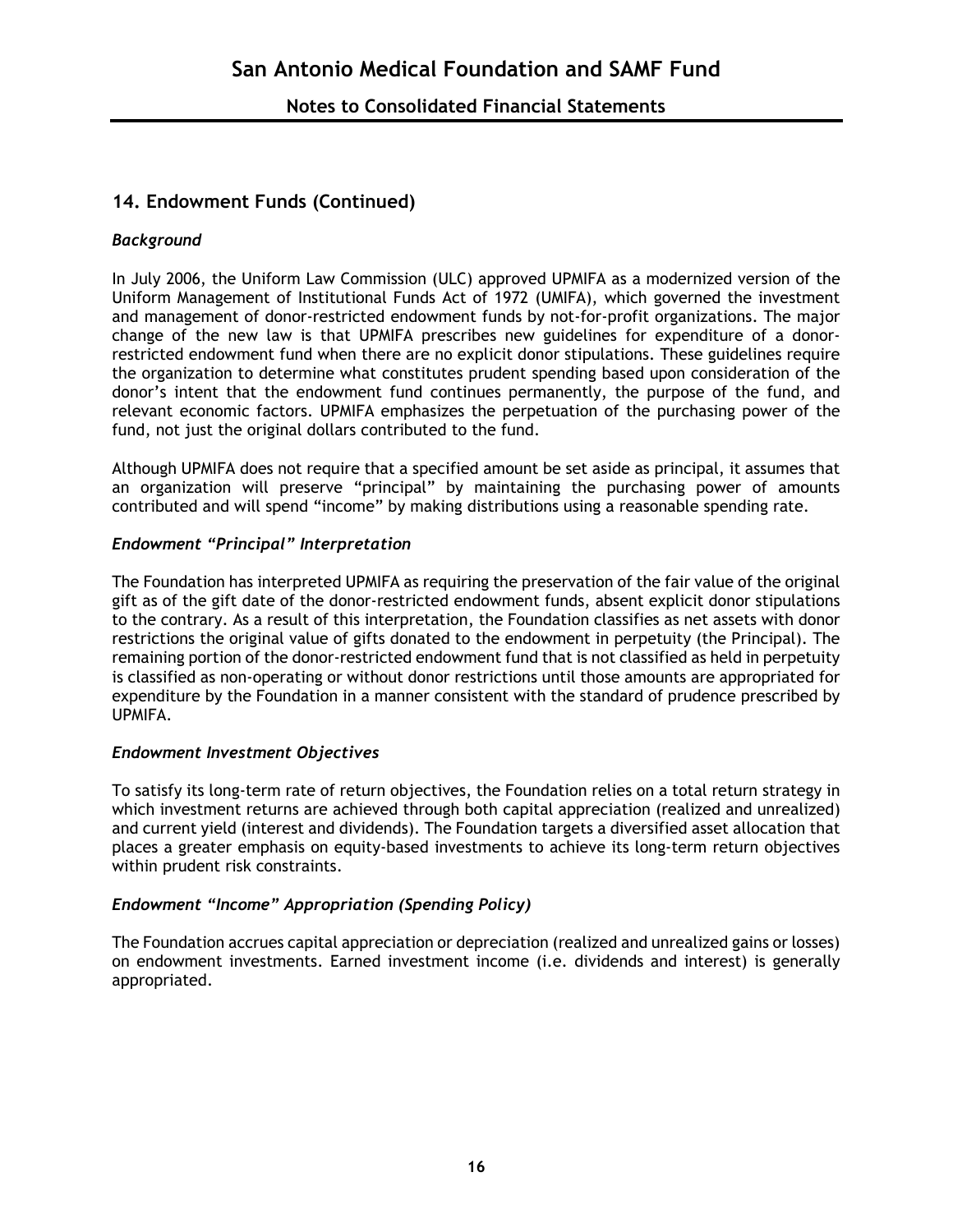## 14. Endowment Funds (Continued)

### *Background*

In July 2006, the Uniform Law Commission (ULC) approved UPMIFA as a modernized version of the Uniform Management of Institutional Funds Act of 1972 (UMIFA), which governed the investment and management of donor-restricted endowment funds by not-for-profit organizations. The major change of the new law is that UPMIFA prescribes new guidelines for expenditure of a donor-restricted endowment fund when there are no explicit donor stipulations. These guidelines require the organization to determine what constitutes prudent spending based upon consideration of the donor's intent that the endowment fund continues permanently, the purpose of the fund, and relevant economic factors. UPMIFA emphasizes the perpetuation of the purchasing power of the fund, not just the original dollars contributed to the fund.

Although UPMIFA does not require that a specified amount be set aside as principal, it assumes that an organization will preserve "principal" by maintaining the purchasing power of amounts contributed and will spend "income" by making distributions using a reasonable spending rate.

### *Endowment "Principal" Interpretation*

The Foundation has interpreted UPMIFA as requiring the preservation of the fair value of the original gift as of the gift date of the donor-restricted endowment funds, absent explicit donor stipulations to the contrary. As a result of this interpretation, the Foundation classifies as net assets with donor restrictions the original value of gifts donated to the endowment in perpetuity (the Principal). The remaining portion of the donor-restricted endowment fund that is not classified as held in perpetuity is classified as non-operating or without donor restrictions until those amounts are appropriated for expenditure by the Foundation in a manner consistent with the standard of prudence prescribed by UPMIFA.

### *Endowment Investment Objectives*

To satisfy its long-term rate of return objectives, the Foundation relies on a total return strategy in which investment returns are achieved through both capital appreciation (realized and unrealized) and current yield (interest and dividends). The Foundation targets a diversified asset allocation that places a greater emphasis on equity-based investments to achieve its long-term return objectives within prudent risk constraints.

### *Endowment "Income" Appropriation (Spending Policy)*

The Foundation accrues capital appreciation or depreciation (realized and unrealized gains or losses) on endowment investments. Earned investment income (i.e. dividends and interest) is generally appropriated.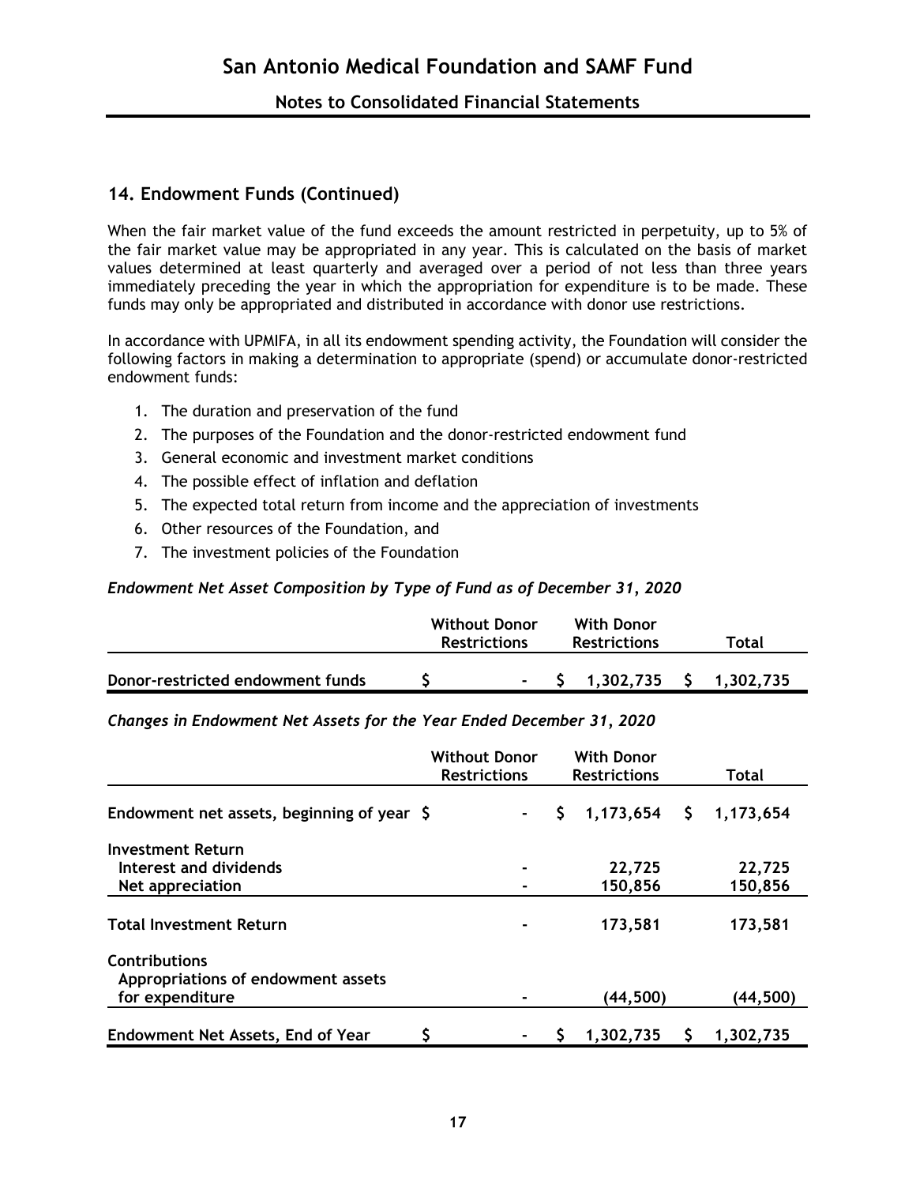## 14. Endowment Funds (Continued)

When the fair market value of the fund exceeds the amount restricted in perpetuity, up to 5% of the fair market value may be appropriated in any year. This is calculated on the basis of market values determined at least quarterly and averaged over a period of not less than three years immediately preceding the year in which the appropriation for expenditure is to be made. These funds may only be appropriated and distributed in accordance with donor use restrictions.

In accordance with UPMIFA, in all its endowment spending activity, the Foundation will consider the following factors in making a determination to appropriate (spend) or accumulate donor-restricted endowment funds:

1. The duration and preservation of the fund
2. The purposes of the Foundation and the donor-restricted endowment fund
3. General economic and investment market conditions
4. The possible effect of inflation and deflation
5. The expected total return from income and the appreciation of investments
6. Other resources of the Foundation, and
7. The investment policies of the Foundation

*Endowment Net Asset Composition by Type of Fund as of December 31, 2020*

| | Without Donor Restrictions | With Donor Restrictions | Total |
|---|---|---|---|
| **Donor-restricted endowment funds** | $ - | $ 1,302,735 | $ 1,302,735 |

*Changes in Endowment Net Assets for the Year Ended December 31, 2020*

| | Without Donor Restrictions | With Donor Restrictions | Total |
|---|---|---|---|
| **Endowment net assets, beginning of year** | $ - | $ 1,173,654 | $ 1,173,654 |
| **Investment Return** | | | |
| Interest and dividends | - | 22,725 | 22,725 |
| Net appreciation | - | 150,856 | 150,856 |
| **Total Investment Return** | - | 173,581 | 173,581 |
| **Contributions** | | | |
| Appropriations of endowment assets for expenditure | - | (44,500) | (44,500) |
| **Endowment Net Assets, End of Year** | $ - | $ 1,302,735 | $ 1,302,735 |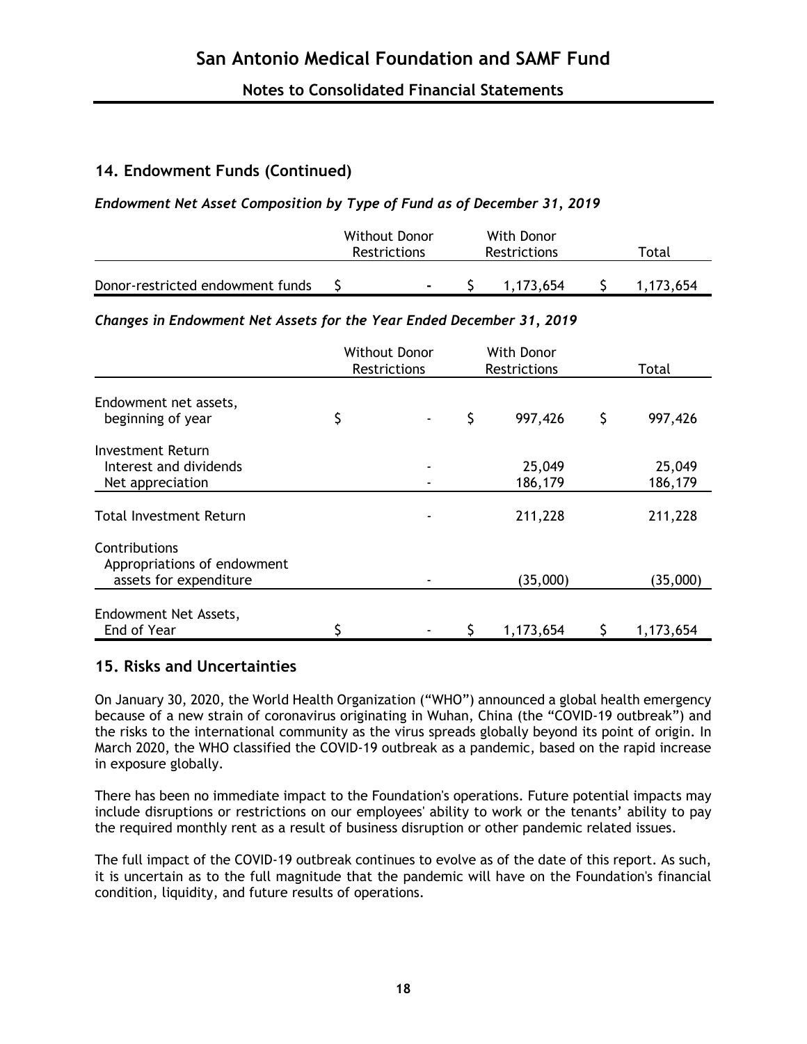## 14. Endowment Funds (Continued)

### *Endowment Net Asset Composition by Type of Fund as of December 31, 2019*

| | Without Donor Restrictions | With Donor Restrictions | Total |
|---|---|---|---|
| Donor-restricted endowment funds | $ - | $ 1,173,654 | $ 1,173,654 |

### *Changes in Endowment Net Assets for the Year Ended December 31, 2019*

| | Without Donor Restrictions | With Donor Restrictions | Total |
|---|---|---|---|
| Endowment net assets, beginning of year | $ - | $ 997,426 | $ 997,426 |
| Investment Return | | | |
| Interest and dividends | - | 25,049 | 25,049 |
| Net appreciation | - | 186,179 | 186,179 |
| Total Investment Return | - | 211,228 | 211,228 |
| Contributions | | | |
| Appropriations of endowment assets for expenditure | - | (35,000) | (35,000) |
| Endowment Net Assets, End of Year | $ - | $ 1,173,654 | $ 1,173,654 |

## 15. Risks and Uncertainties

On January 30, 2020, the World Health Organization ("WHO") announced a global health emergency because of a new strain of coronavirus originating in Wuhan, China (the "COVID-19 outbreak") and the risks to the international community as the virus spreads globally beyond its point of origin. In March 2020, the WHO classified the COVID-19 outbreak as a pandemic, based on the rapid increase in exposure globally.

There has been no immediate impact to the Foundation's operations. Future potential impacts may include disruptions or restrictions on our employees' ability to work or the tenants' ability to pay the required monthly rent as a result of business disruption or other pandemic related issues.

The full impact of the COVID-19 outbreak continues to evolve as of the date of this report. As such, it is uncertain as to the full magnitude that the pandemic will have on the Foundation's financial condition, liquidity, and future results of operations.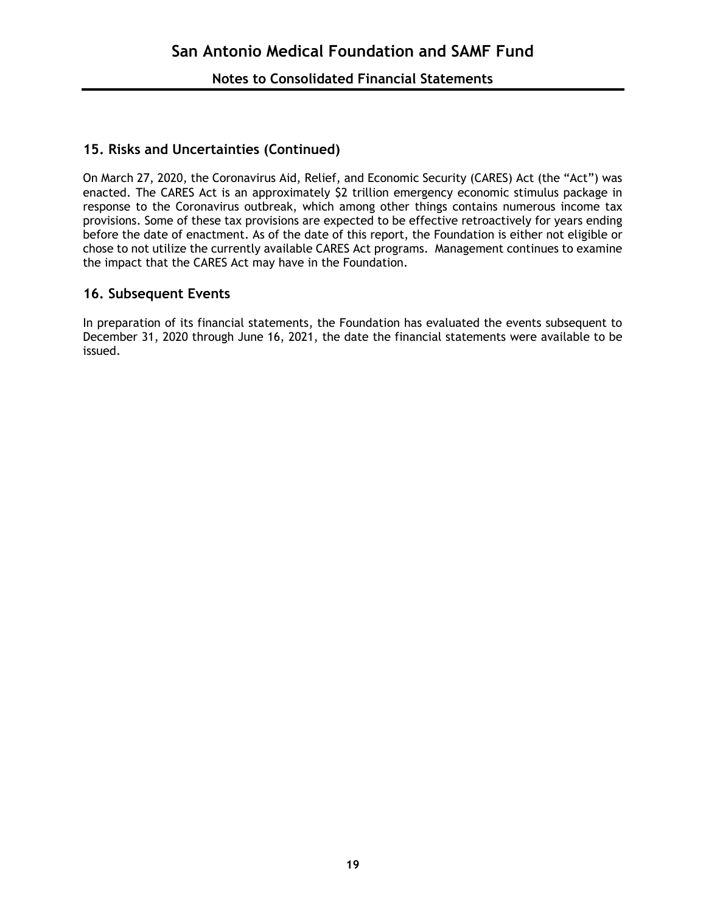## 15. Risks and Uncertainties (Continued)

On March 27, 2020, the Coronavirus Aid, Relief, and Economic Security (CARES) Act (the "Act") was enacted. The CARES Act is an approximately $2 trillion emergency economic stimulus package in response to the Coronavirus outbreak, which among other things contains numerous income tax provisions. Some of these tax provisions are expected to be effective retroactively for years ending before the date of enactment. As of the date of this report, the Foundation is either not eligible or chose to not utilize the currently available CARES Act programs. Management continues to examine the impact that the CARES Act may have in the Foundation.

## 16. Subsequent Events

In preparation of its financial statements, the Foundation has evaluated the events subsequent to December 31, 2020 through June 16, 2021, the date the financial statements were available to be issued.